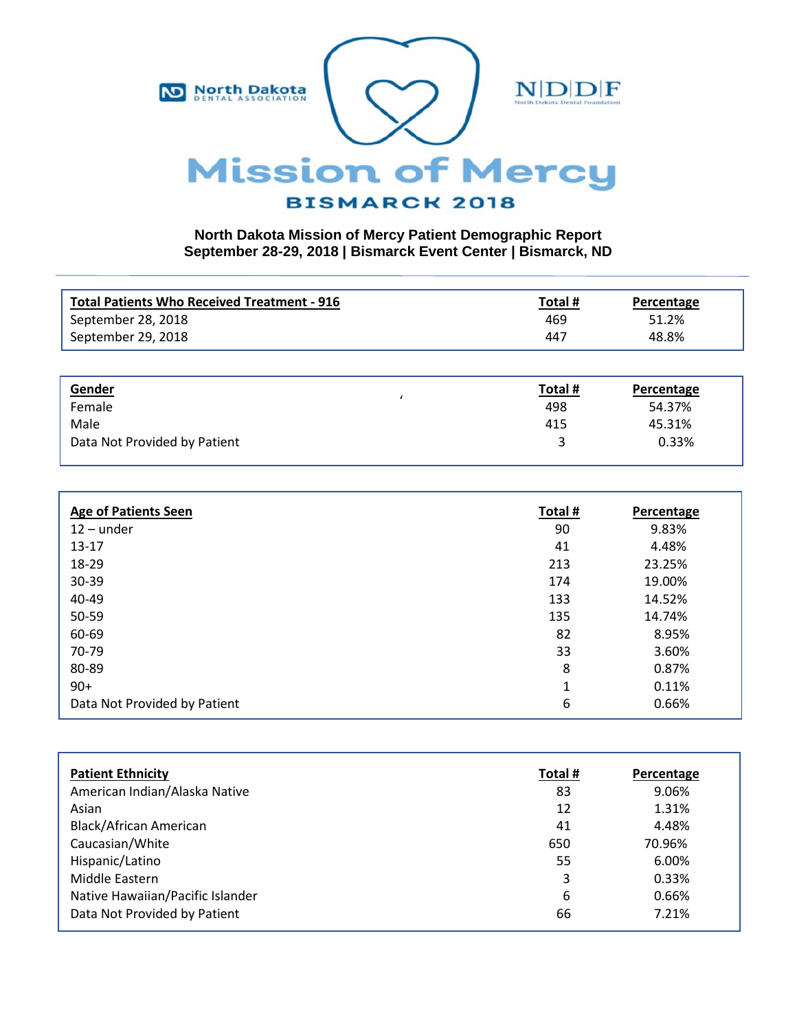North Dakota DENTAL ASSOCIATION

NDDF North Dakota Dental Foundation

# Mission of Mercy

## BISMARCK 2018

**North Dakota Mission of Mercy Patient Demographic Report**
**September 28-29, 2018 | Bismarck Event Center | Bismarck, ND**

| Total Patients Who Received Treatment - 916 | Total # | Percentage |
|---|---|---|
| September 28, 2018 | 469 | 51.2% |
| September 29, 2018 | 447 | 48.8% |

| Gender | Total # | Percentage |
|---|---|---|
| Female | 498 | 54.37% |
| Male | 415 | 45.31% |
| Data Not Provided by Patient | 3 | 0.33% |

| Age of Patients Seen | Total # | Percentage |
|---|---|---|
| 12 – under | 90 | 9.83% |
| 13-17 | 41 | 4.48% |
| 18-29 | 213 | 23.25% |
| 30-39 | 174 | 19.00% |
| 40-49 | 133 | 14.52% |
| 50-59 | 135 | 14.74% |
| 60-69 | 82 | 8.95% |
| 70-79 | 33 | 3.60% |
| 80-89 | 8 | 0.87% |
| 90+ | 1 | 0.11% |
| Data Not Provided by Patient | 6 | 0.66% |

| Patient Ethnicity | Total # | Percentage |
|---|---|---|
| American Indian/Alaska Native | 83 | 9.06% |
| Asian | 12 | 1.31% |
| Black/African American | 41 | 4.48% |
| Caucasian/White | 650 | 70.96% |
| Hispanic/Latino | 55 | 6.00% |
| Middle Eastern | 3 | 0.33% |
| Native Hawaiian/Pacific Islander | 6 | 0.66% |
| Data Not Provided by Patient | 66 | 7.21% |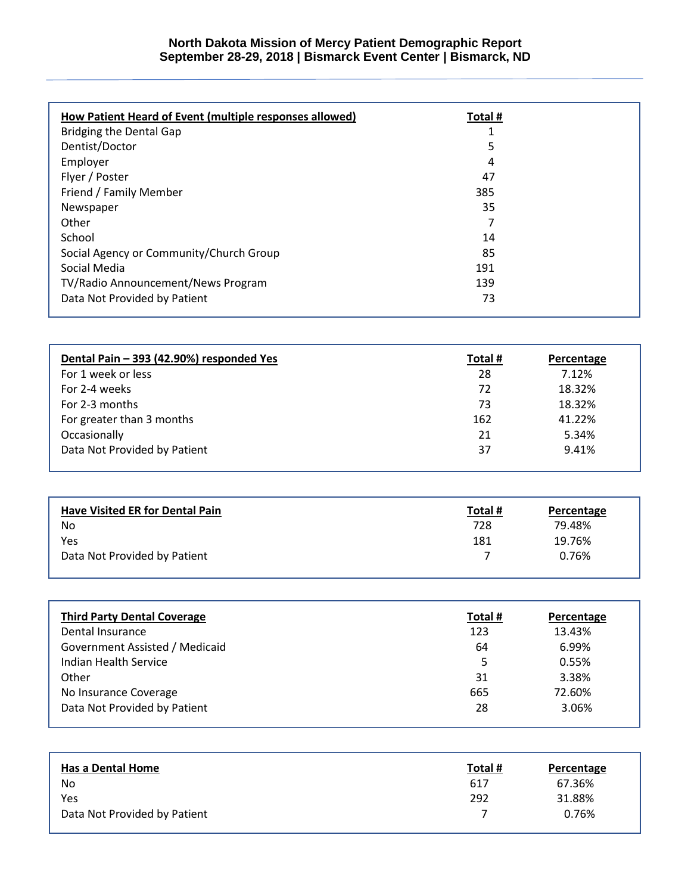**North Dakota Mission of Mercy Patient Demographic Report**
**September 28-29, 2018 | Bismarck Event Center | Bismarck, ND**

| How Patient Heard of Event (multiple responses allowed) | Total # |
|---|---|
| Bridging the Dental Gap | 1 |
| Dentist/Doctor | 5 |
| Employer | 4 |
| Flyer / Poster | 47 |
| Friend / Family Member | 385 |
| Newspaper | 35 |
| Other | 7 |
| School | 14 |
| Social Agency or Community/Church Group | 85 |
| Social Media | 191 |
| TV/Radio Announcement/News Program | 139 |
| Data Not Provided by Patient | 73 |

| Dental Pain – 393 (42.90%) responded Yes | Total # | Percentage |
|---|---|---|
| For 1 week or less | 28 | 7.12% |
| For 2-4 weeks | 72 | 18.32% |
| For 2-3 months | 73 | 18.32% |
| For greater than 3 months | 162 | 41.22% |
| Occasionally | 21 | 5.34% |
| Data Not Provided by Patient | 37 | 9.41% |

| Have Visited ER for Dental Pain | Total # | Percentage |
|---|---|---|
| No | 728 | 79.48% |
| Yes | 181 | 19.76% |
| Data Not Provided by Patient | 7 | 0.76% |

| Third Party Dental Coverage | Total # | Percentage |
|---|---|---|
| Dental Insurance | 123 | 13.43% |
| Government Assisted / Medicaid | 64 | 6.99% |
| Indian Health Service | 5 | 0.55% |
| Other | 31 | 3.38% |
| No Insurance Coverage | 665 | 72.60% |
| Data Not Provided by Patient | 28 | 3.06% |

| Has a Dental Home | Total # | Percentage |
|---|---|---|
| No | 617 | 67.36% |
| Yes | 292 | 31.88% |
| Data Not Provided by Patient | 7 | 0.76% |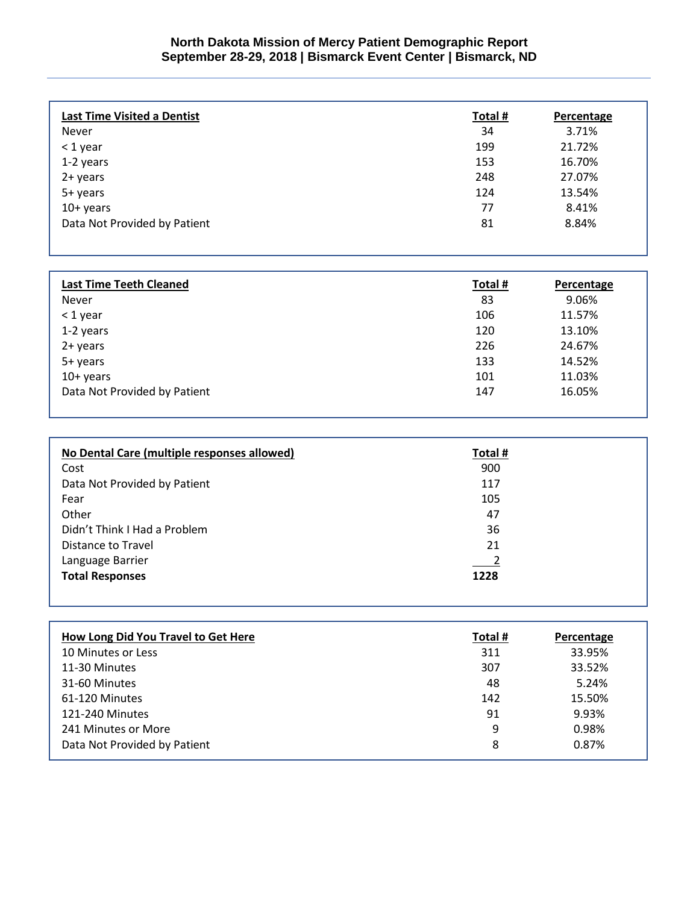**North Dakota Mission of Mercy Patient Demographic Report**
**September 28-29, 2018 | Bismarck Event Center | Bismarck, ND**

| Last Time Visited a Dentist | Total # | Percentage |
|---|---|---|
| Never | 34 | 3.71% |
| < 1 year | 199 | 21.72% |
| 1-2 years | 153 | 16.70% |
| 2+ years | 248 | 27.07% |
| 5+ years | 124 | 13.54% |
| 10+ years | 77 | 8.41% |
| Data Not Provided by Patient | 81 | 8.84% |

| Last Time Teeth Cleaned | Total # | Percentage |
|---|---|---|
| Never | 83 | 9.06% |
| < 1 year | 106 | 11.57% |
| 1-2 years | 120 | 13.10% |
| 2+ years | 226 | 24.67% |
| 5+ years | 133 | 14.52% |
| 10+ years | 101 | 11.03% |
| Data Not Provided by Patient | 147 | 16.05% |

| No Dental Care (multiple responses allowed) | Total # |
|---|---|
| Cost | 900 |
| Data Not Provided by Patient | 117 |
| Fear | 105 |
| Other | 47 |
| Didn't Think I Had a Problem | 36 |
| Distance to Travel | 21 |
| Language Barrier | 2 |
| **Total Responses** | **1228** |

| How Long Did You Travel to Get Here | Total # | Percentage |
|---|---|---|
| 10 Minutes or Less | 311 | 33.95% |
| 11-30 Minutes | 307 | 33.52% |
| 31-60 Minutes | 48 | 5.24% |
| 61-120 Minutes | 142 | 15.50% |
| 121-240 Minutes | 91 | 9.93% |
| 241 Minutes or More | 9 | 0.98% |
| Data Not Provided by Patient | 8 | 0.87% |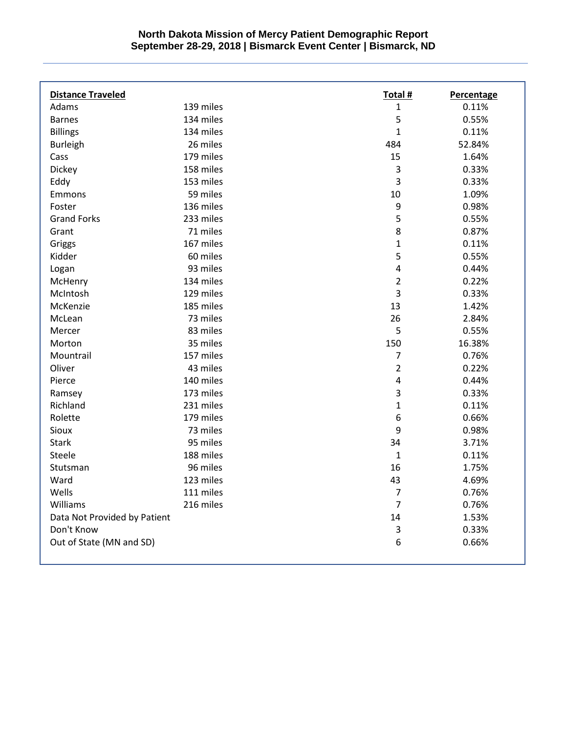**North Dakota Mission of Mercy Patient Demographic Report**
**September 28-29, 2018 | Bismarck Event Center | Bismarck, ND**

| Distance Traveled | | Total # | Percentage |
|---|---|---|---|
| Adams | 139 miles | 1 | 0.11% |
| Barnes | 134 miles | 5 | 0.55% |
| Billings | 134 miles | 1 | 0.11% |
| Burleigh | 26 miles | 484 | 52.84% |
| Cass | 179 miles | 15 | 1.64% |
| Dickey | 158 miles | 3 | 0.33% |
| Eddy | 153 miles | 3 | 0.33% |
| Emmons | 59 miles | 10 | 1.09% |
| Foster | 136 miles | 9 | 0.98% |
| Grand Forks | 233 miles | 5 | 0.55% |
| Grant | 71 miles | 8 | 0.87% |
| Griggs | 167 miles | 1 | 0.11% |
| Kidder | 60 miles | 5 | 0.55% |
| Logan | 93 miles | 4 | 0.44% |
| McHenry | 134 miles | 2 | 0.22% |
| McIntosh | 129 miles | 3 | 0.33% |
| McKenzie | 185 miles | 13 | 1.42% |
| McLean | 73 miles | 26 | 2.84% |
| Mercer | 83 miles | 5 | 0.55% |
| Morton | 35 miles | 150 | 16.38% |
| Mountrail | 157 miles | 7 | 0.76% |
| Oliver | 43 miles | 2 | 0.22% |
| Pierce | 140 miles | 4 | 0.44% |
| Ramsey | 173 miles | 3 | 0.33% |
| Richland | 231 miles | 1 | 0.11% |
| Rolette | 179 miles | 6 | 0.66% |
| Sioux | 73 miles | 9 | 0.98% |
| Stark | 95 miles | 34 | 3.71% |
| Steele | 188 miles | 1 | 0.11% |
| Stutsman | 96 miles | 16 | 1.75% |
| Ward | 123 miles | 43 | 4.69% |
| Wells | 111 miles | 7 | 0.76% |
| Williams | 216 miles | 7 | 0.76% |
| Data Not Provided by Patient | | 14 | 1.53% |
| Don't Know | | 3 | 0.33% |
| Out of State (MN and SD) | | 6 | 0.66% |